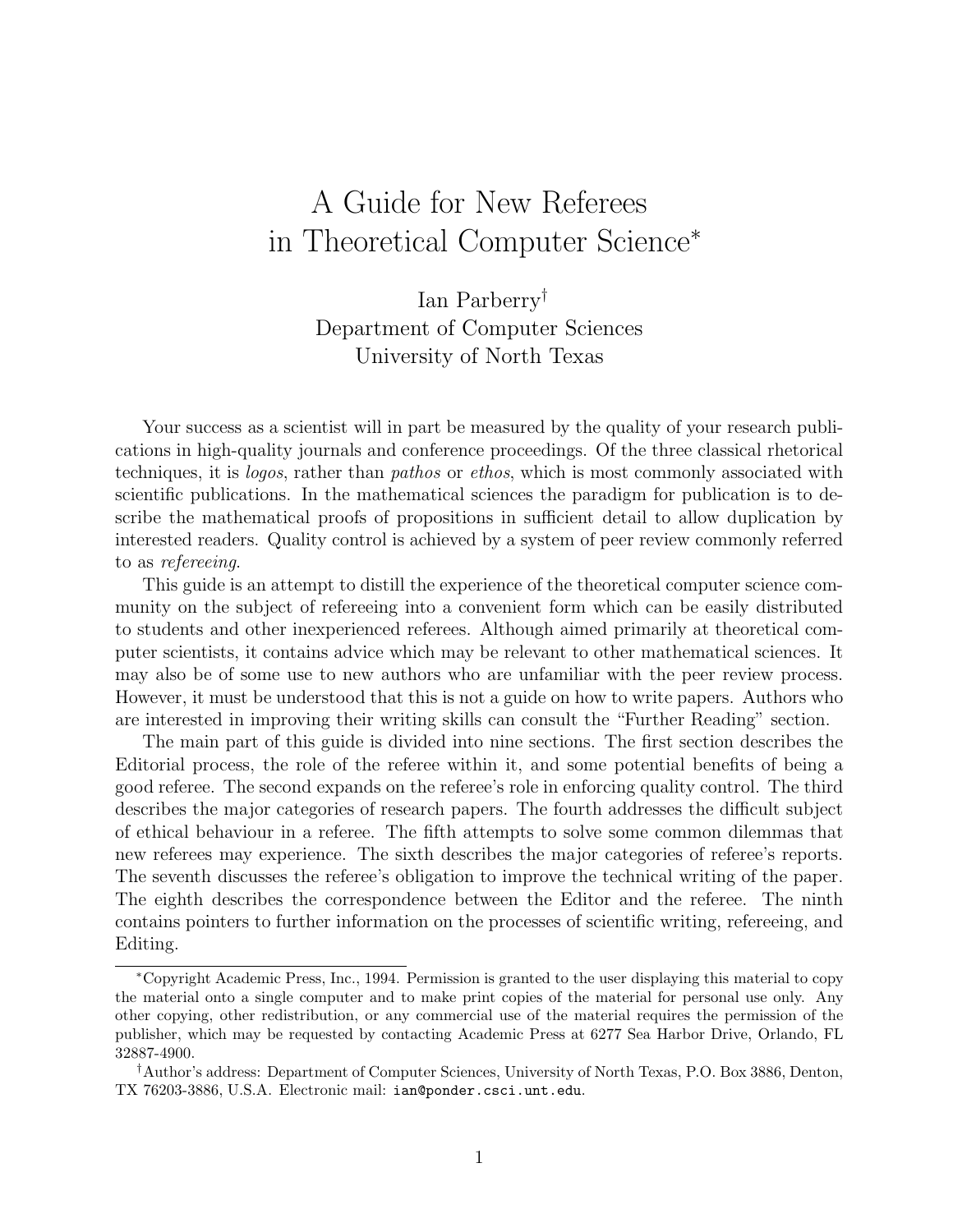# A Guide for New Referees in Theoretical Computer Science[*]

Ian Parberry[†]
Department of Computer Sciences
University of North Texas

Your success as a scientist will in part be measured by the quality of your research publications in high-quality journals and conference proceedings. Of the three classical rhetorical techniques, it is *logos*, rather than *pathos* or *ethos*, which is most commonly associated with scientific publications. In the mathematical sciences the paradigm for publication is to describe the mathematical proofs of propositions in sufficient detail to allow duplication by interested readers. Quality control is achieved by a system of peer review commonly referred to as *refereeing*.

This guide is an attempt to distill the experience of the theoretical computer science community on the subject of refereeing into a convenient form which can be easily distributed to students and other inexperienced referees. Although aimed primarily at theoretical computer scientists, it contains advice which may be relevant to other mathematical sciences. It may also be of some use to new authors who are unfamiliar with the peer review process. However, it must be understood that this is not a guide on how to write papers. Authors who are interested in improving their writing skills can consult the "Further Reading" section.

The main part of this guide is divided into nine sections. The first section describes the Editorial process, the role of the referee within it, and some potential benefits of being a good referee. The second expands on the referee's role in enforcing quality control. The third describes the major categories of research papers. The fourth addresses the difficult subject of ethical behaviour in a referee. The fifth attempts to solve some common dilemmas that new referees may experience. The sixth describes the major categories of referee's reports. The seventh discusses the referee's obligation to improve the technical writing of the paper. The eighth describes the correspondence between the Editor and the referee. The ninth contains pointers to further information on the processes of scientific writing, refereeing, and Editing.

---

[*] Copyright Academic Press, Inc., 1994. Permission is granted to the user displaying this material to copy the material onto a single computer and to make print copies of the material for personal use only. Any other copying, other redistribution, or any commercial use of the material requires the permission of the publisher, which may be requested by contacting Academic Press at 6277 Sea Harbor Drive, Orlando, FL 32887-4900.

[†] Author's address: Department of Computer Sciences, University of North Texas, P.O. Box 3886, Denton, TX 76203-3886, U.S.A. Electronic mail: `ian@ponder.csci.unt.edu`.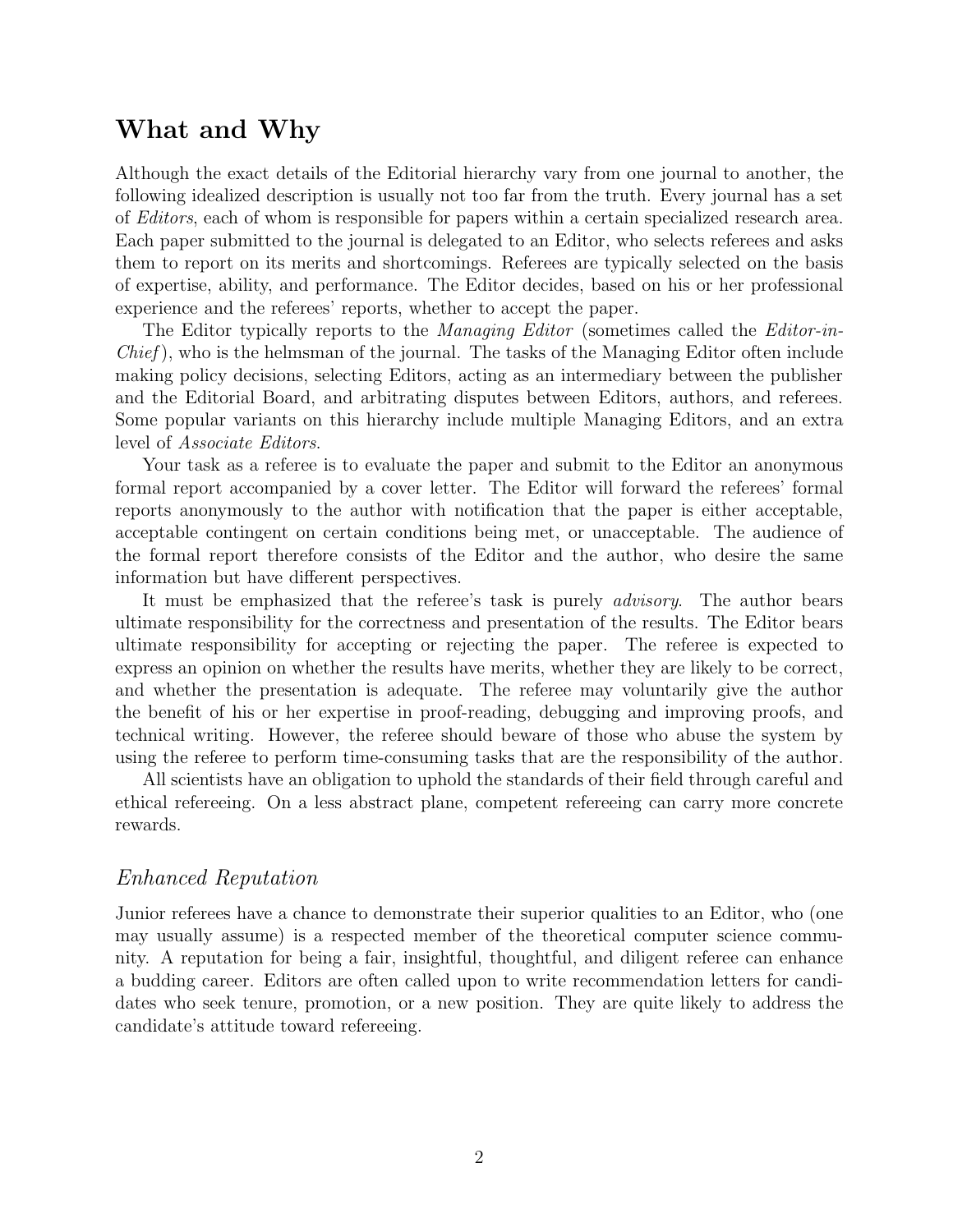## What and Why

Although the exact details of the Editorial hierarchy vary from one journal to another, the following idealized description is usually not too far from the truth. Every journal has a set of *Editors*, each of whom is responsible for papers within a certain specialized research area. Each paper submitted to the journal is delegated to an Editor, who selects referees and asks them to report on its merits and shortcomings. Referees are typically selected on the basis of expertise, ability, and performance. The Editor decides, based on his or her professional experience and the referees' reports, whether to accept the paper.

The Editor typically reports to the *Managing Editor* (sometimes called the *Editor-in-Chief*), who is the helmsman of the journal. The tasks of the Managing Editor often include making policy decisions, selecting Editors, acting as an intermediary between the publisher and the Editorial Board, and arbitrating disputes between Editors, authors, and referees. Some popular variants on this hierarchy include multiple Managing Editors, and an extra level of *Associate Editors*.

Your task as a referee is to evaluate the paper and submit to the Editor an anonymous formal report accompanied by a cover letter. The Editor will forward the referees' formal reports anonymously to the author with notification that the paper is either acceptable, acceptable contingent on certain conditions being met, or unacceptable. The audience of the formal report therefore consists of the Editor and the author, who desire the same information but have different perspectives.

It must be emphasized that the referee's task is purely *advisory*. The author bears ultimate responsibility for the correctness and presentation of the results. The Editor bears ultimate responsibility for accepting or rejecting the paper. The referee is expected to express an opinion on whether the results have merits, whether they are likely to be correct, and whether the presentation is adequate. The referee may voluntarily give the author the benefit of his or her expertise in proof-reading, debugging and improving proofs, and technical writing. However, the referee should beware of those who abuse the system by using the referee to perform time-consuming tasks that are the responsibility of the author.

All scientists have an obligation to uphold the standards of their field through careful and ethical refereeing. On a less abstract plane, competent refereeing can carry more concrete rewards.

### *Enhanced Reputation*

Junior referees have a chance to demonstrate their superior qualities to an Editor, who (one may usually assume) is a respected member of the theoretical computer science community. A reputation for being a fair, insightful, thoughtful, and diligent referee can enhance a budding career. Editors are often called upon to write recommendation letters for candidates who seek tenure, promotion, or a new position. They are quite likely to address the candidate's attitude toward refereeing.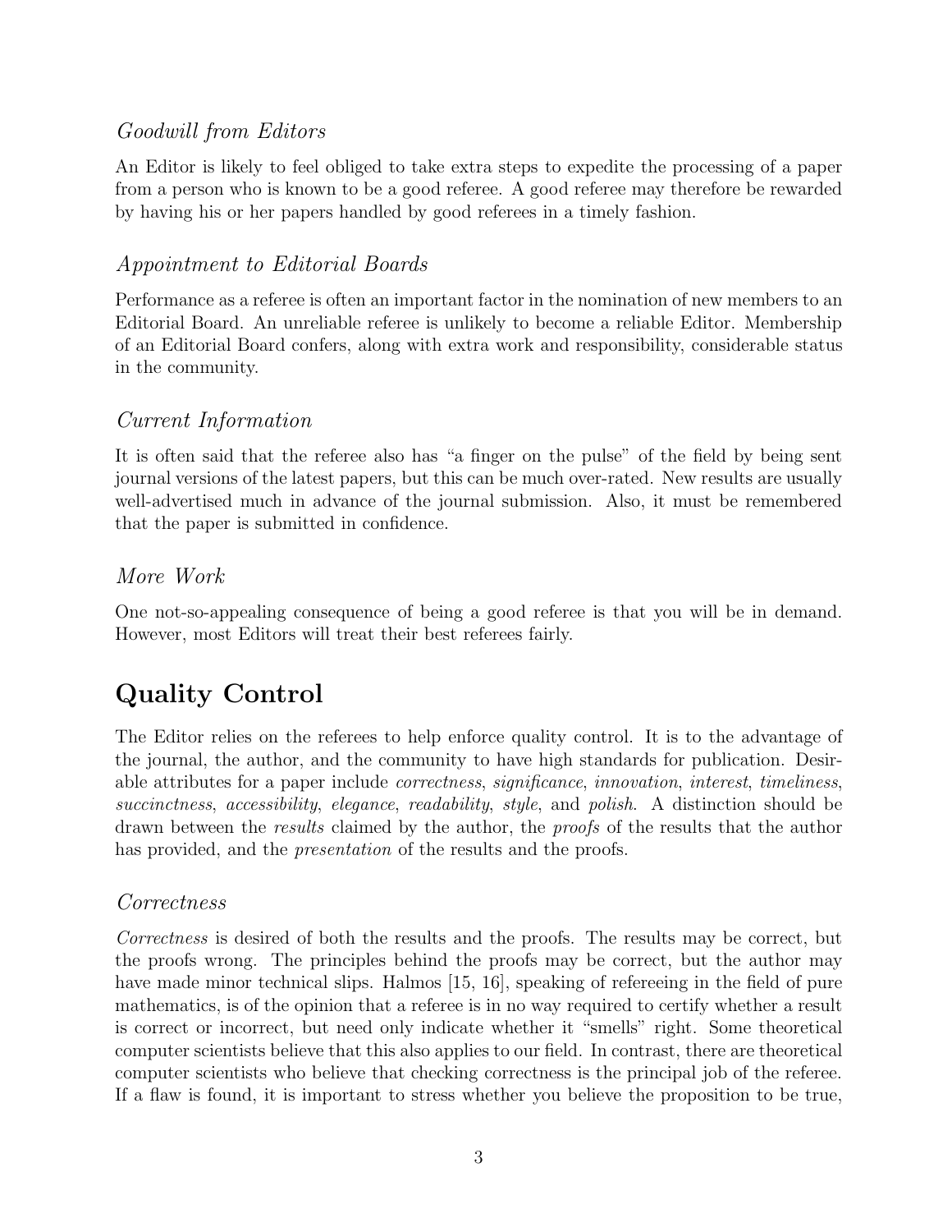### *Goodwill from Editors*

An Editor is likely to feel obliged to take extra steps to expedite the processing of a paper from a person who is known to be a good referee. A good referee may therefore be rewarded by having his or her papers handled by good referees in a timely fashion.

### *Appointment to Editorial Boards*

Performance as a referee is often an important factor in the nomination of new members to an Editorial Board. An unreliable referee is unlikely to become a reliable Editor. Membership of an Editorial Board confers, along with extra work and responsibility, considerable status in the community.

### *Current Information*

It is often said that the referee also has "a finger on the pulse" of the field by being sent journal versions of the latest papers, but this can be much over-rated. New results are usually well-advertised much in advance of the journal submission. Also, it must be remembered that the paper is submitted in confidence.

### *More Work*

One not-so-appealing consequence of being a good referee is that you will be in demand. However, most Editors will treat their best referees fairly.

## Quality Control

The Editor relies on the referees to help enforce quality control. It is to the advantage of the journal, the author, and the community to have high standards for publication. Desirable attributes for a paper include *correctness*, *significance*, *innovation*, *interest*, *timeliness*, *succinctness*, *accessibility*, *elegance*, *readability*, *style*, and *polish*. A distinction should be drawn between the *results* claimed by the author, the *proofs* of the results that the author has provided, and the *presentation* of the results and the proofs.

### *Correctness*

*Correctness* is desired of both the results and the proofs. The results may be correct, but the proofs wrong. The principles behind the proofs may be correct, but the author may have made minor technical slips. Halmos [15, 16], speaking of refereeing in the field of pure mathematics, is of the opinion that a referee is in no way required to certify whether a result is correct or incorrect, but need only indicate whether it "smells" right. Some theoretical computer scientists believe that this also applies to our field. In contrast, there are theoretical computer scientists who believe that checking correctness is the principal job of the referee. If a flaw is found, it is important to stress whether you believe the proposition to be true,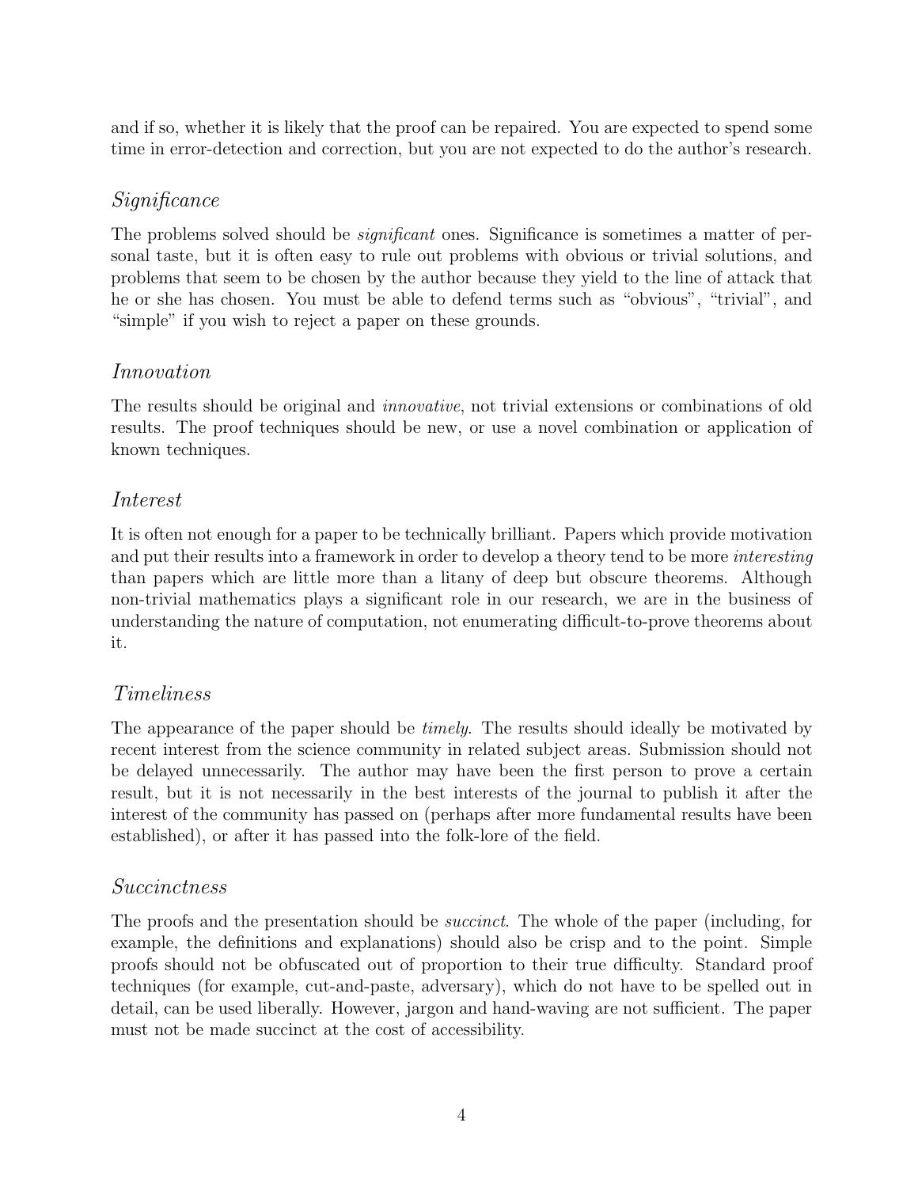and if so, whether it is likely that the proof can be repaired. You are expected to spend some time in error-detection and correction, but you are not expected to do the author's research.

### *Significance*

The problems solved should be *significant* ones. Significance is sometimes a matter of personal taste, but it is often easy to rule out problems with obvious or trivial solutions, and problems that seem to be chosen by the author because they yield to the line of attack that he or she has chosen. You must be able to defend terms such as "obvious", "trivial", and "simple" if you wish to reject a paper on these grounds.

### *Innovation*

The results should be original and *innovative*, not trivial extensions or combinations of old results. The proof techniques should be new, or use a novel combination or application of known techniques.

### *Interest*

It is often not enough for a paper to be technically brilliant. Papers which provide motivation and put their results into a framework in order to develop a theory tend to be more *interesting* than papers which are little more than a litany of deep but obscure theorems. Although non-trivial mathematics plays a significant role in our research, we are in the business of understanding the nature of computation, not enumerating difficult-to-prove theorems about it.

### *Timeliness*

The appearance of the paper should be *timely*. The results should ideally be motivated by recent interest from the science community in related subject areas. Submission should not be delayed unnecessarily. The author may have been the first person to prove a certain result, but it is not necessarily in the best interests of the journal to publish it after the interest of the community has passed on (perhaps after more fundamental results have been established), or after it has passed into the folk-lore of the field.

### *Succinctness*

The proofs and the presentation should be *succinct*. The whole of the paper (including, for example, the definitions and explanations) should also be crisp and to the point. Simple proofs should not be obfuscated out of proportion to their true difficulty. Standard proof techniques (for example, cut-and-paste, adversary), which do not have to be spelled out in detail, can be used liberally. However, jargon and hand-waving are not sufficient. The paper must not be made succinct at the cost of accessibility.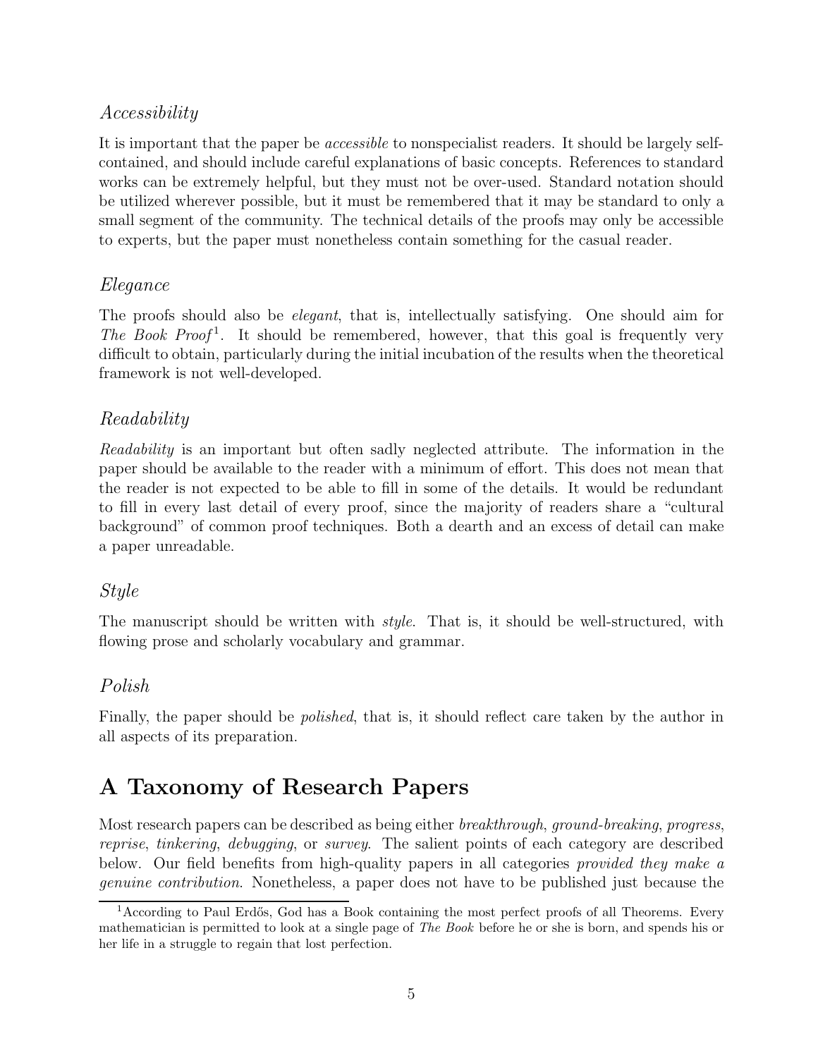### *Accessibility*

It is important that the paper be *accessible* to nonspecialist readers. It should be largely self-contained, and should include careful explanations of basic concepts. References to standard works can be extremely helpful, but they must not be over-used. Standard notation should be utilized wherever possible, but it must be remembered that it may be standard to only a small segment of the community. The technical details of the proofs may only be accessible to experts, but the paper must nonetheless contain something for the casual reader.

### *Elegance*

The proofs should also be *elegant*, that is, intellectually satisfying. One should aim for *The Book Proof*[1]. It should be remembered, however, that this goal is frequently very difficult to obtain, particularly during the initial incubation of the results when the theoretical framework is not well-developed.

### *Readability*

*Readability* is an important but often sadly neglected attribute. The information in the paper should be available to the reader with a minimum of effort. This does not mean that the reader is not expected to be able to fill in some of the details. It would be redundant to fill in every last detail of every proof, since the majority of readers share a "cultural background" of common proof techniques. Both a dearth and an excess of detail can make a paper unreadable.

### *Style*

The manuscript should be written with *style*. That is, it should be well-structured, with flowing prose and scholarly vocabulary and grammar.

### *Polish*

Finally, the paper should be *polished*, that is, it should reflect care taken by the author in all aspects of its preparation.

## A Taxonomy of Research Papers

Most research papers can be described as being either *breakthrough*, *ground-breaking*, *progress*, *reprise*, *tinkering*, *debugging*, or *survey*. The salient points of each category are described below. Our field benefits from high-quality papers in all categories *provided they make a genuine contribution*. Nonetheless, a paper does not have to be published just because the

[1] According to Paul Erdős, God has a Book containing the most perfect proofs of all Theorems. Every mathematician is permitted to look at a single page of *The Book* before he or she is born, and spends his or her life in a struggle to regain that lost perfection.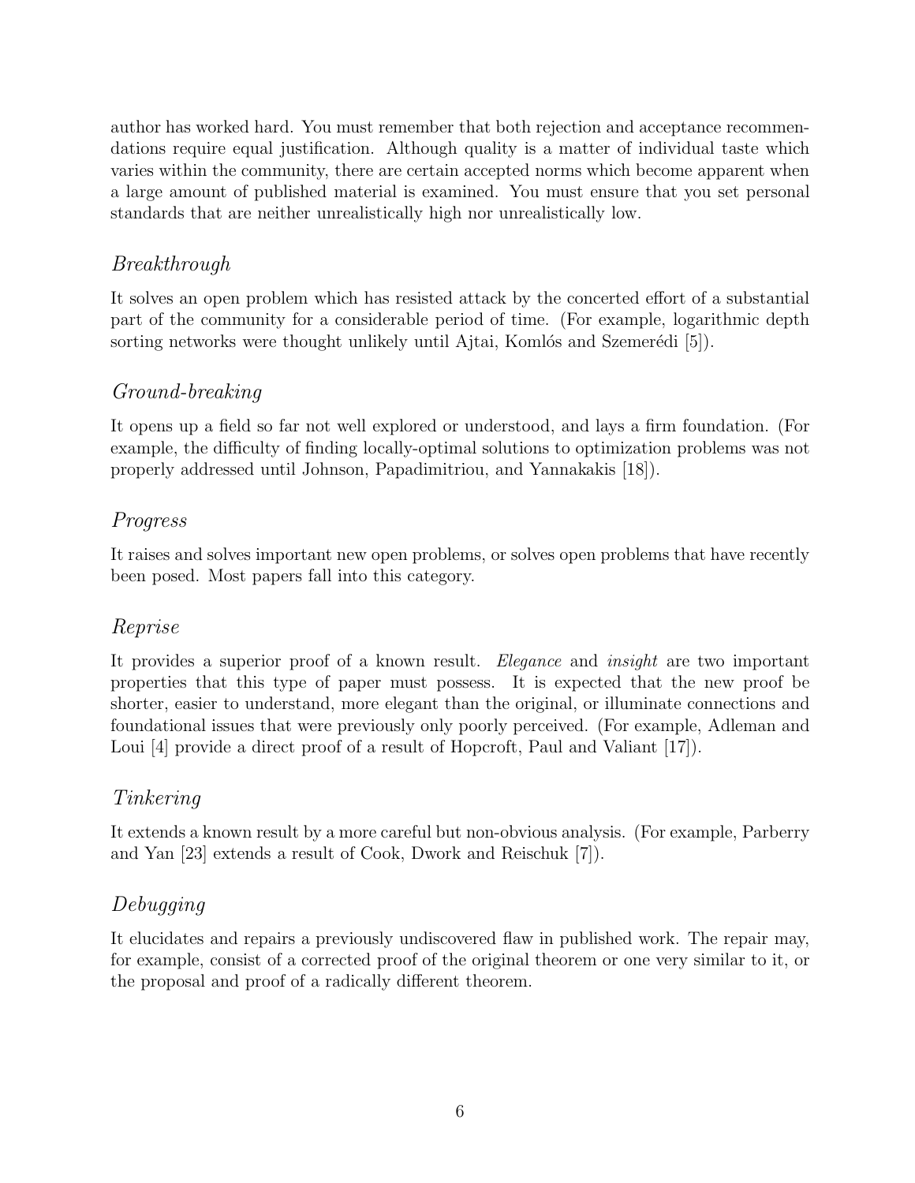author has worked hard. You must remember that both rejection and acceptance recommendations require equal justification. Although quality is a matter of individual taste which varies within the community, there are certain accepted norms which become apparent when a large amount of published material is examined. You must ensure that you set personal standards that are neither unrealistically high nor unrealistically low.

### *Breakthrough*

It solves an open problem which has resisted attack by the concerted effort of a substantial part of the community for a considerable period of time. (For example, logarithmic depth sorting networks were thought unlikely until Ajtai, Komlós and Szemerédi [5]).

### *Ground-breaking*

It opens up a field so far not well explored or understood, and lays a firm foundation. (For example, the difficulty of finding locally-optimal solutions to optimization problems was not properly addressed until Johnson, Papadimitriou, and Yannakakis [18]).

### *Progress*

It raises and solves important new open problems, or solves open problems that have recently been posed. Most papers fall into this category.

### *Reprise*

It provides a superior proof of a known result. *Elegance* and *insight* are two important properties that this type of paper must possess. It is expected that the new proof be shorter, easier to understand, more elegant than the original, or illuminate connections and foundational issues that were previously only poorly perceived. (For example, Adleman and Loui [4] provide a direct proof of a result of Hopcroft, Paul and Valiant [17]).

### *Tinkering*

It extends a known result by a more careful but non-obvious analysis. (For example, Parberry and Yan [23] extends a result of Cook, Dwork and Reischuk [7]).

### *Debugging*

It elucidates and repairs a previously undiscovered flaw in published work. The repair may, for example, consist of a corrected proof of the original theorem or one very similar to it, or the proposal and proof of a radically different theorem.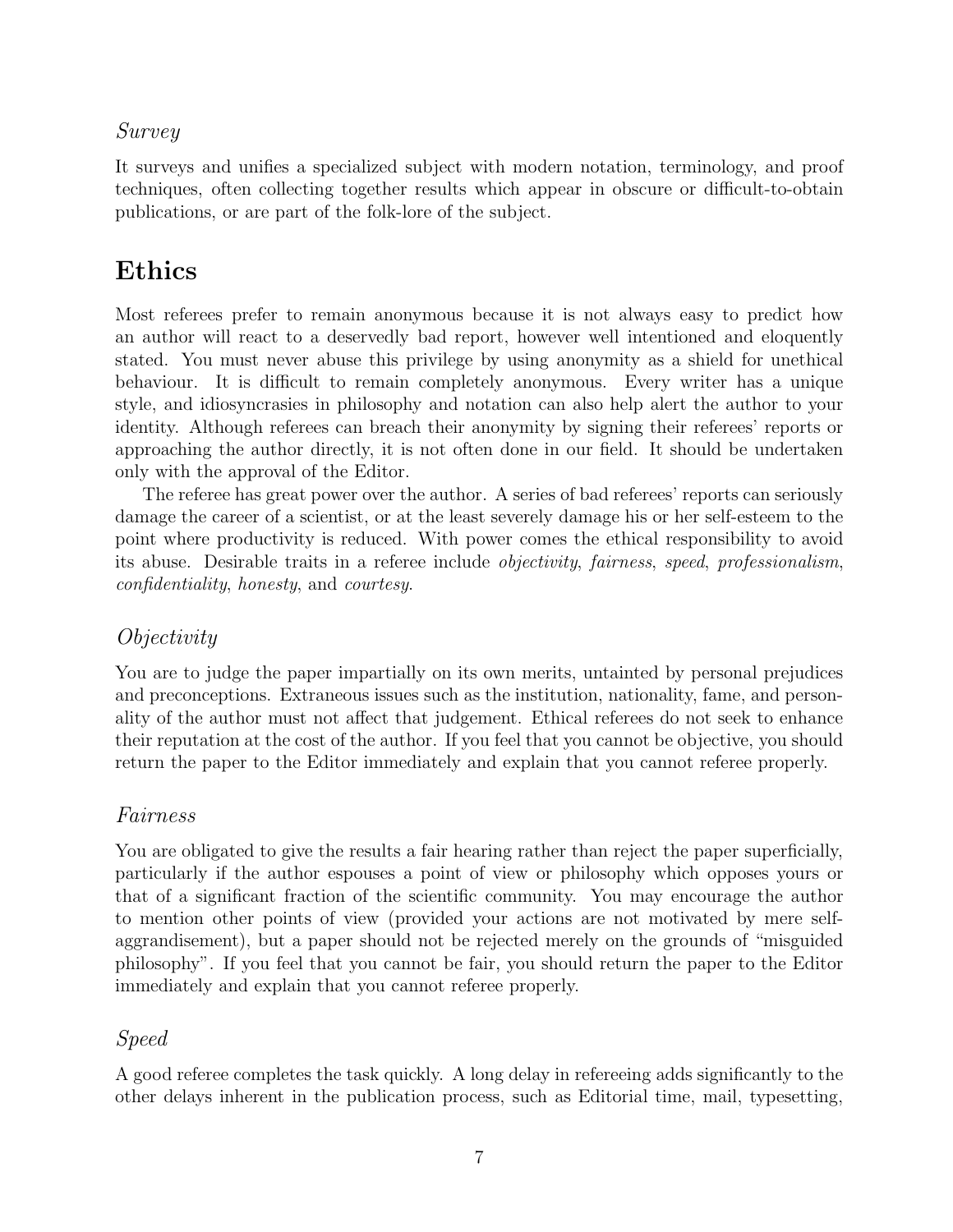### *Survey*

It surveys and unifies a specialized subject with modern notation, terminology, and proof techniques, often collecting together results which appear in obscure or difficult-to-obtain publications, or are part of the folk-lore of the subject.

## Ethics

Most referees prefer to remain anonymous because it is not always easy to predict how an author will react to a deservedly bad report, however well intentioned and eloquently stated. You must never abuse this privilege by using anonymity as a shield for unethical behaviour. It is difficult to remain completely anonymous. Every writer has a unique style, and idiosyncrasies in philosophy and notation can also help alert the author to your identity. Although referees can breach their anonymity by signing their referees' reports or approaching the author directly, it is not often done in our field. It should be undertaken only with the approval of the Editor.

The referee has great power over the author. A series of bad referees' reports can seriously damage the career of a scientist, or at the least severely damage his or her self-esteem to the point where productivity is reduced. With power comes the ethical responsibility to avoid its abuse. Desirable traits in a referee include *objectivity*, *fairness*, *speed*, *professionalism*, *confidentiality*, *honesty*, and *courtesy*.

### *Objectivity*

You are to judge the paper impartially on its own merits, untainted by personal prejudices and preconceptions. Extraneous issues such as the institution, nationality, fame, and personality of the author must not affect that judgement. Ethical referees do not seek to enhance their reputation at the cost of the author. If you feel that you cannot be objective, you should return the paper to the Editor immediately and explain that you cannot referee properly.

### *Fairness*

You are obligated to give the results a fair hearing rather than reject the paper superficially, particularly if the author espouses a point of view or philosophy which opposes yours or that of a significant fraction of the scientific community. You may encourage the author to mention other points of view (provided your actions are not motivated by mere self-aggrandisement), but a paper should not be rejected merely on the grounds of "misguided philosophy". If you feel that you cannot be fair, you should return the paper to the Editor immediately and explain that you cannot referee properly.

### *Speed*

A good referee completes the task quickly. A long delay in refereeing adds significantly to the other delays inherent in the publication process, such as Editorial time, mail, typesetting,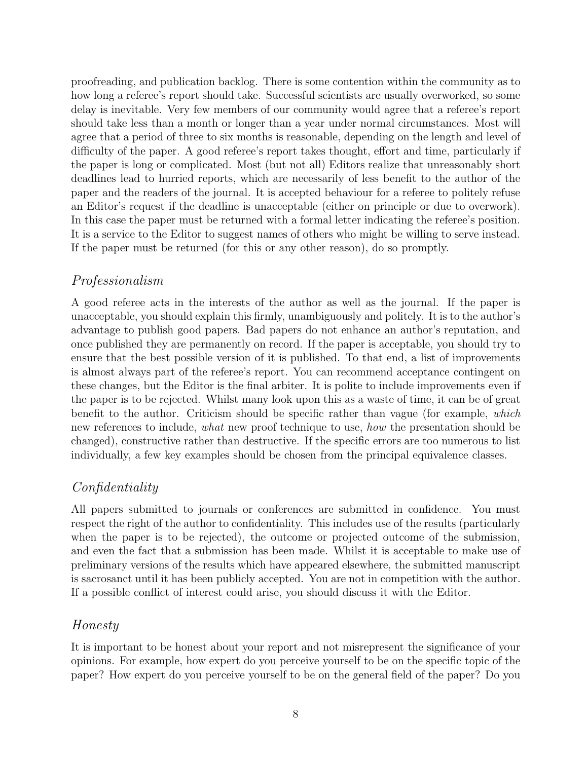proofreading, and publication backlog. There is some contention within the community as to how long a referee's report should take. Successful scientists are usually overworked, so some delay is inevitable. Very few members of our community would agree that a referee's report should take less than a month or longer than a year under normal circumstances. Most will agree that a period of three to six months is reasonable, depending on the length and level of difficulty of the paper. A good referee's report takes thought, effort and time, particularly if the paper is long or complicated. Most (but not all) Editors realize that unreasonably short deadlines lead to hurried reports, which are necessarily of less benefit to the author of the paper and the readers of the journal. It is accepted behaviour for a referee to politely refuse an Editor's request if the deadline is unacceptable (either on principle or due to overwork). In this case the paper must be returned with a formal letter indicating the referee's position. It is a service to the Editor to suggest names of others who might be willing to serve instead. If the paper must be returned (for this or any other reason), do so promptly.

### *Professionalism*

A good referee acts in the interests of the author as well as the journal. If the paper is unacceptable, you should explain this firmly, unambiguously and politely. It is to the author's advantage to publish good papers. Bad papers do not enhance an author's reputation, and once published they are permanently on record. If the paper is acceptable, you should try to ensure that the best possible version of it is published. To that end, a list of improvements is almost always part of the referee's report. You can recommend acceptance contingent on these changes, but the Editor is the final arbiter. It is polite to include improvements even if the paper is to be rejected. Whilst many look upon this as a waste of time, it can be of great benefit to the author. Criticism should be specific rather than vague (for example, *which* new references to include, *what* new proof technique to use, *how* the presentation should be changed), constructive rather than destructive. If the specific errors are too numerous to list individually, a few key examples should be chosen from the principal equivalence classes.

### *Confidentiality*

All papers submitted to journals or conferences are submitted in confidence. You must respect the right of the author to confidentiality. This includes use of the results (particularly when the paper is to be rejected), the outcome or projected outcome of the submission, and even the fact that a submission has been made. Whilst it is acceptable to make use of preliminary versions of the results which have appeared elsewhere, the submitted manuscript is sacrosanct until it has been publicly accepted. You are not in competition with the author. If a possible conflict of interest could arise, you should discuss it with the Editor.

### *Honesty*

It is important to be honest about your report and not misrepresent the significance of your opinions. For example, how expert do you perceive yourself to be on the specific topic of the paper? How expert do you perceive yourself to be on the general field of the paper? Do you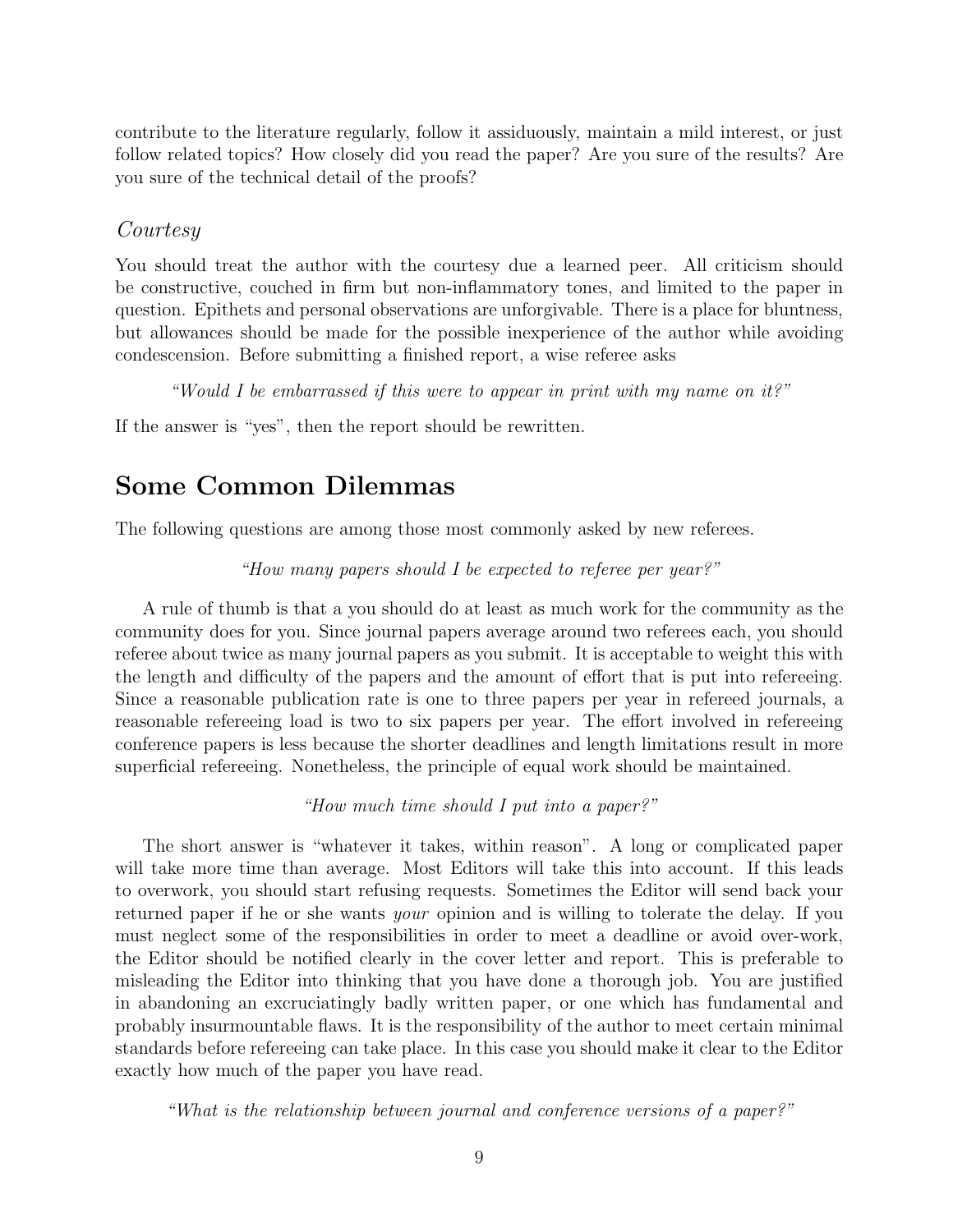contribute to the literature regularly, follow it assiduously, maintain a mild interest, or just follow related topics? How closely did you read the paper? Are you sure of the results? Are you sure of the technical detail of the proofs?

### *Courtesy*

You should treat the author with the courtesy due a learned peer. All criticism should be constructive, couched in firm but non-inflammatory tones, and limited to the paper in question. Epithets and personal observations are unforgivable. There is a place for bluntness, but allowances should be made for the possible inexperience of the author while avoiding condescension. Before submitting a finished report, a wise referee asks

*"Would I be embarrassed if this were to appear in print with my name on it?"*

If the answer is "yes", then the report should be rewritten.

## Some Common Dilemmas

The following questions are among those most commonly asked by new referees.

*"How many papers should I be expected to referee per year?"*

A rule of thumb is that a you should do at least as much work for the community as the community does for you. Since journal papers average around two referees each, you should referee about twice as many journal papers as you submit. It is acceptable to weight this with the length and difficulty of the papers and the amount of effort that is put into refereeing. Since a reasonable publication rate is one to three papers per year in refereed journals, a reasonable refereeing load is two to six papers per year. The effort involved in refereeing conference papers is less because the shorter deadlines and length limitations result in more superficial refereeing. Nonetheless, the principle of equal work should be maintained.

*"How much time should I put into a paper?"*

The short answer is "whatever it takes, within reason". A long or complicated paper will take more time than average. Most Editors will take this into account. If this leads to overwork, you should start refusing requests. Sometimes the Editor will send back your returned paper if he or she wants *your* opinion and is willing to tolerate the delay. If you must neglect some of the responsibilities in order to meet a deadline or avoid over-work, the Editor should be notified clearly in the cover letter and report. This is preferable to misleading the Editor into thinking that you have done a thorough job. You are justified in abandoning an excruciatingly badly written paper, or one which has fundamental and probably insurmountable flaws. It is the responsibility of the author to meet certain minimal standards before refereeing can take place. In this case you should make it clear to the Editor exactly how much of the paper you have read.

*"What is the relationship between journal and conference versions of a paper?"*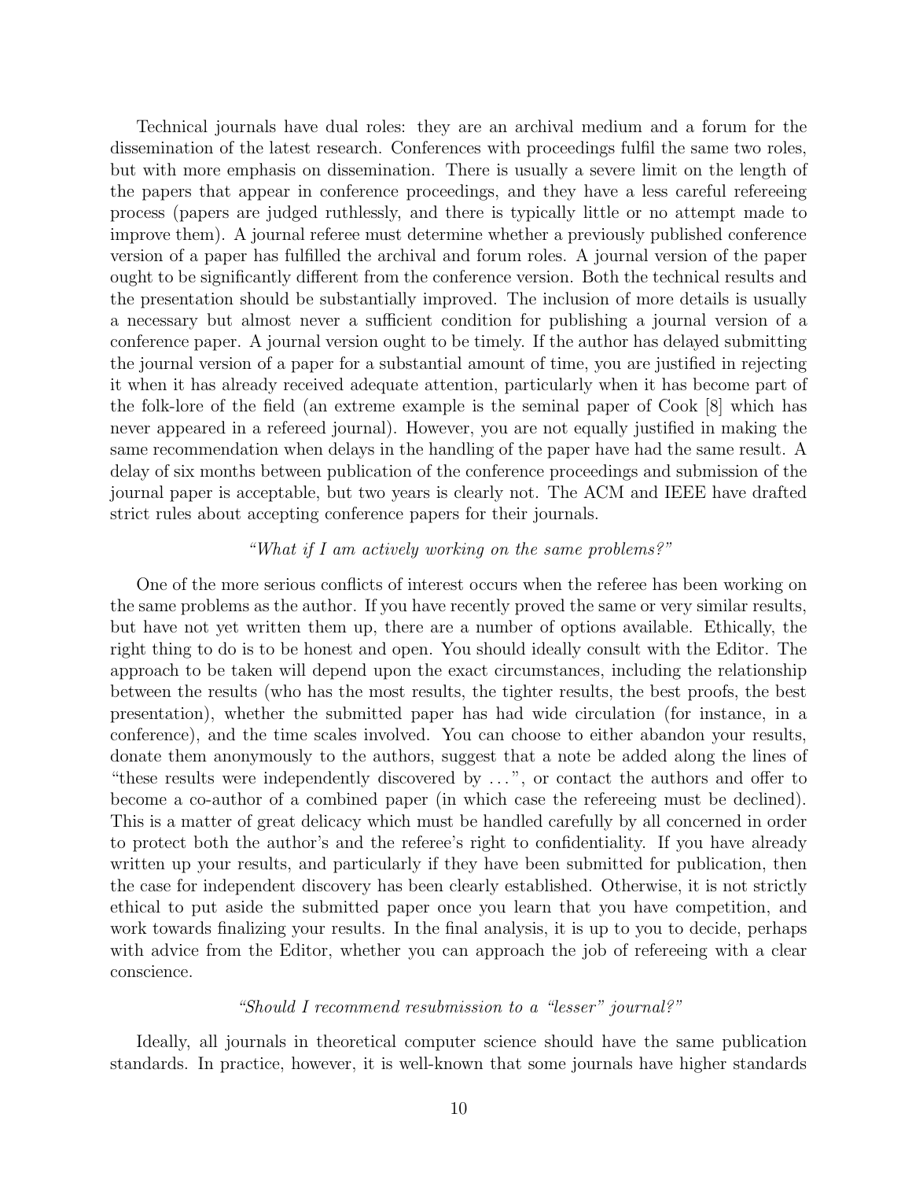Technical journals have dual roles: they are an archival medium and a forum for the dissemination of the latest research. Conferences with proceedings fulfil the same two roles, but with more emphasis on dissemination. There is usually a severe limit on the length of the papers that appear in conference proceedings, and they have a less careful refereeing process (papers are judged ruthlessly, and there is typically little or no attempt made to improve them). A journal referee must determine whether a previously published conference version of a paper has fulfilled the archival and forum roles. A journal version of the paper ought to be significantly different from the conference version. Both the technical results and the presentation should be substantially improved. The inclusion of more details is usually a necessary but almost never a sufficient condition for publishing a journal version of a conference paper. A journal version ought to be timely. If the author has delayed submitting the journal version of a paper for a substantial amount of time, you are justified in rejecting it when it has already received adequate attention, particularly when it has become part of the folk-lore of the field (an extreme example is the seminal paper of Cook [8] which has never appeared in a refereed journal). However, you are not equally justified in making the same recommendation when delays in the handling of the paper have had the same result. A delay of six months between publication of the conference proceedings and submission of the journal paper is acceptable, but two years is clearly not. The ACM and IEEE have drafted strict rules about accepting conference papers for their journals.

*"What if I am actively working on the same problems?"*

One of the more serious conflicts of interest occurs when the referee has been working on the same problems as the author. If you have recently proved the same or very similar results, but have not yet written them up, there are a number of options available. Ethically, the right thing to do is to be honest and open. You should ideally consult with the Editor. The approach to be taken will depend upon the exact circumstances, including the relationship between the results (who has the most results, the tighter results, the best proofs, the best presentation), whether the submitted paper has had wide circulation (for instance, in a conference), and the time scales involved. You can choose to either abandon your results, donate them anonymously to the authors, suggest that a note be added along the lines of "these results were independently discovered by ...", or contact the authors and offer to become a co-author of a combined paper (in which case the refereeing must be declined). This is a matter of great delicacy which must be handled carefully by all concerned in order to protect both the author's and the referee's right to confidentiality. If you have already written up your results, and particularly if they have been submitted for publication, then the case for independent discovery has been clearly established. Otherwise, it is not strictly ethical to put aside the submitted paper once you learn that you have competition, and work towards finalizing your results. In the final analysis, it is up to you to decide, perhaps with advice from the Editor, whether you can approach the job of refereeing with a clear conscience.

*"Should I recommend resubmission to a "lesser" journal?"*

Ideally, all journals in theoretical computer science should have the same publication standards. In practice, however, it is well-known that some journals have higher standards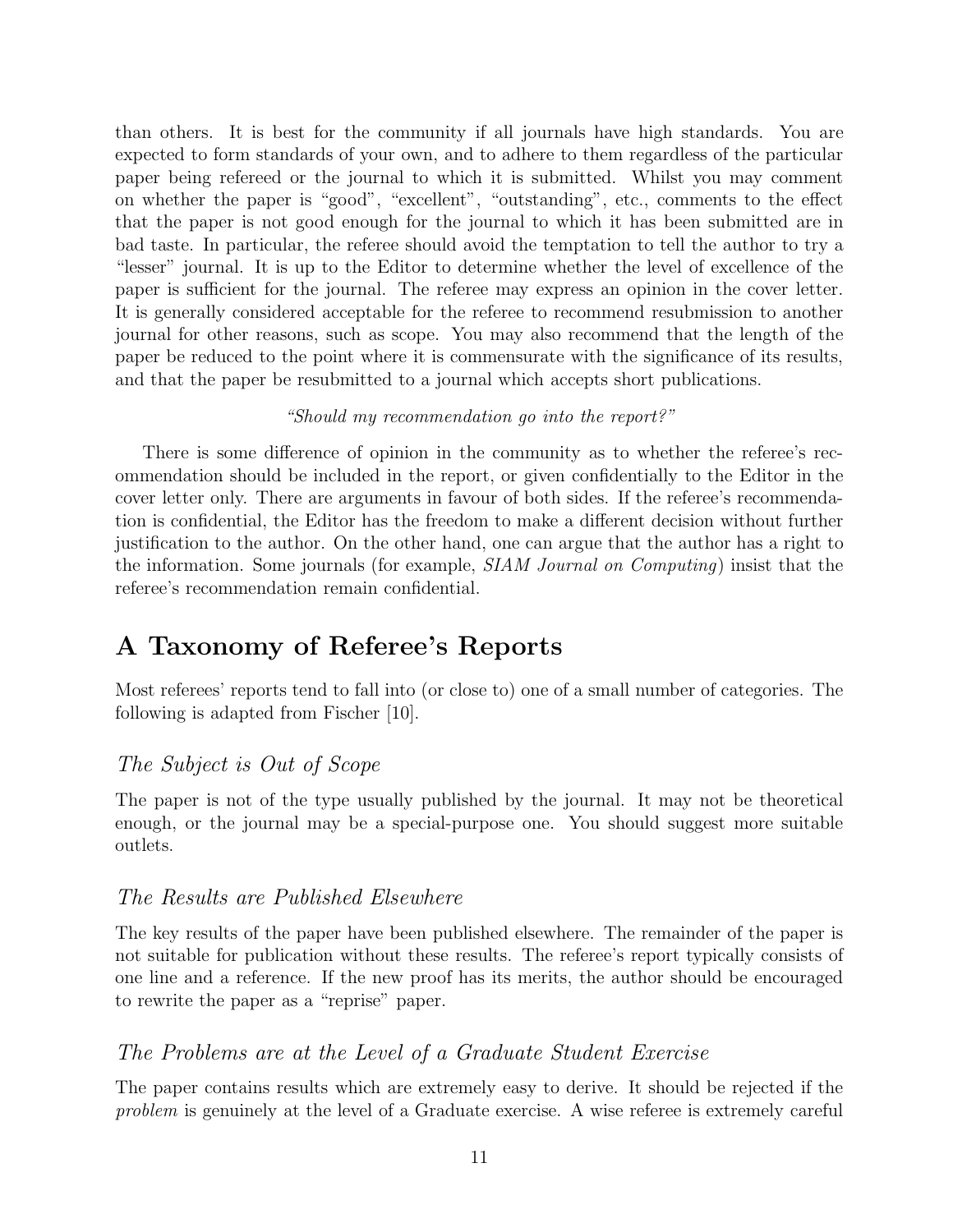than others. It is best for the community if all journals have high standards. You are expected to form standards of your own, and to adhere to them regardless of the particular paper being refereed or the journal to which it is submitted. Whilst you may comment on whether the paper is "good", "excellent", "outstanding", etc., comments to the effect that the paper is not good enough for the journal to which it has been submitted are in bad taste. In particular, the referee should avoid the temptation to tell the author to try a "lesser" journal. It is up to the Editor to determine whether the level of excellence of the paper is sufficient for the journal. The referee may express an opinion in the cover letter. It is generally considered acceptable for the referee to recommend resubmission to another journal for other reasons, such as scope. You may also recommend that the length of the paper be reduced to the point where it is commensurate with the significance of its results, and that the paper be resubmitted to a journal which accepts short publications.

*"Should my recommendation go into the report?"*

There is some difference of opinion in the community as to whether the referee's recommendation should be included in the report, or given confidentially to the Editor in the cover letter only. There are arguments in favour of both sides. If the referee's recommendation is confidential, the Editor has the freedom to make a different decision without further justification to the author. On the other hand, one can argue that the author has a right to the information. Some journals (for example, *SIAM Journal on Computing*) insist that the referee's recommendation remain confidential.

## A Taxonomy of Referee's Reports

Most referees' reports tend to fall into (or close to) one of a small number of categories. The following is adapted from Fischer [10].

### *The Subject is Out of Scope*

The paper is not of the type usually published by the journal. It may not be theoretical enough, or the journal may be a special-purpose one. You should suggest more suitable outlets.

### *The Results are Published Elsewhere*

The key results of the paper have been published elsewhere. The remainder of the paper is not suitable for publication without these results. The referee's report typically consists of one line and a reference. If the new proof has its merits, the author should be encouraged to rewrite the paper as a "reprise" paper.

### *The Problems are at the Level of a Graduate Student Exercise*

The paper contains results which are extremely easy to derive. It should be rejected if the *problem* is genuinely at the level of a Graduate exercise. A wise referee is extremely careful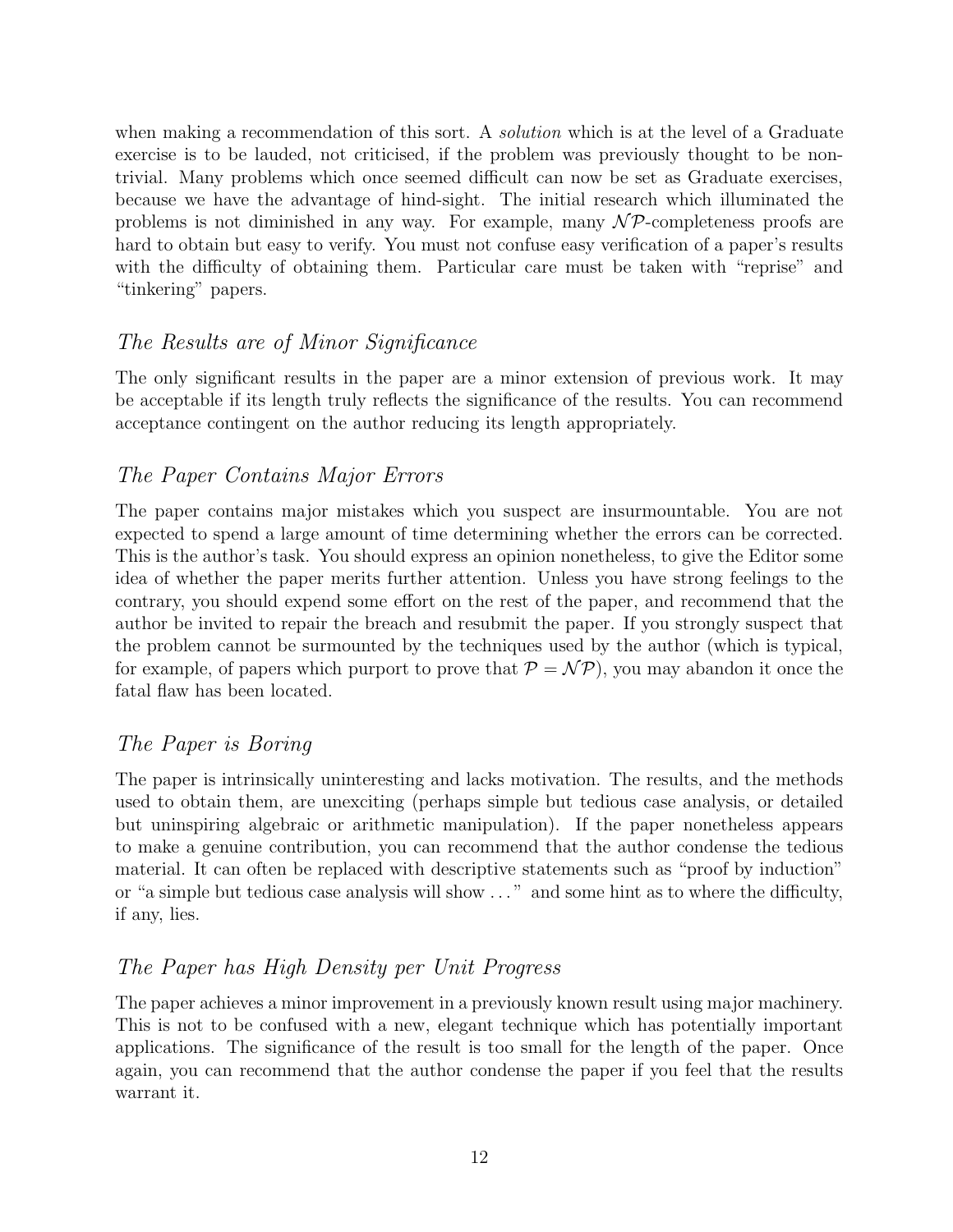when making a recommendation of this sort. A *solution* which is at the level of a Graduate exercise is to be lauded, not criticised, if the problem was previously thought to be non-trivial. Many problems which once seemed difficult can now be set as Graduate exercises, because we have the advantage of hind-sight. The initial research which illuminated the problems is not diminished in any way. For example, many $\mathcal{NP}$-completeness proofs are hard to obtain but easy to verify. You must not confuse easy verification of a paper's results with the difficulty of obtaining them. Particular care must be taken with "reprise" and "tinkering" papers.

### *The Results are of Minor Significance*

The only significant results in the paper are a minor extension of previous work. It may be acceptable if its length truly reflects the significance of the results. You can recommend acceptance contingent on the author reducing its length appropriately.

### *The Paper Contains Major Errors*

The paper contains major mistakes which you suspect are insurmountable. You are not expected to spend a large amount of time determining whether the errors can be corrected. This is the author's task. You should express an opinion nonetheless, to give the Editor some idea of whether the paper merits further attention. Unless you have strong feelings to the contrary, you should expend some effort on the rest of the paper, and recommend that the author be invited to repair the breach and resubmit the paper. If you strongly suspect that the problem cannot be surmounted by the techniques used by the author (which is typical, for example, of papers which purport to prove that $\mathcal{P} = \mathcal{NP}$), you may abandon it once the fatal flaw has been located.

### *The Paper is Boring*

The paper is intrinsically uninteresting and lacks motivation. The results, and the methods used to obtain them, are unexciting (perhaps simple but tedious case analysis, or detailed but uninspiring algebraic or arithmetic manipulation). If the paper nonetheless appears to make a genuine contribution, you can recommend that the author condense the tedious material. It can often be replaced with descriptive statements such as "proof by induction" or "a simple but tedious case analysis will show ..." and some hint as to where the difficulty, if any, lies.

### *The Paper has High Density per Unit Progress*

The paper achieves a minor improvement in a previously known result using major machinery. This is not to be confused with a new, elegant technique which has potentially important applications. The significance of the result is too small for the length of the paper. Once again, you can recommend that the author condense the paper if you feel that the results warrant it.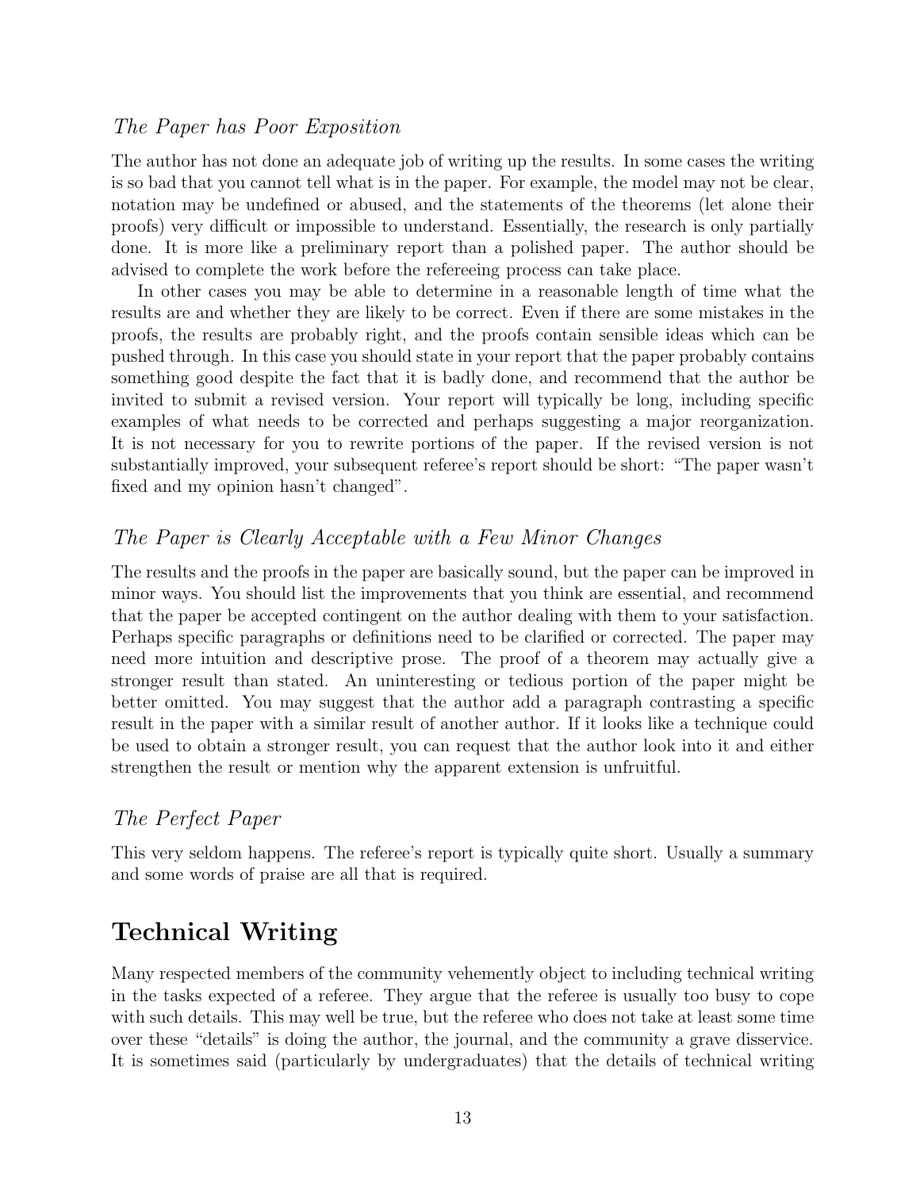### *The Paper has Poor Exposition*

The author has not done an adequate job of writing up the results. In some cases the writing is so bad that you cannot tell what is in the paper. For example, the model may not be clear, notation may be undefined or abused, and the statements of the theorems (let alone their proofs) very difficult or impossible to understand. Essentially, the research is only partially done. It is more like a preliminary report than a polished paper. The author should be advised to complete the work before the refereeing process can take place.

In other cases you may be able to determine in a reasonable length of time what the results are and whether they are likely to be correct. Even if there are some mistakes in the proofs, the results are probably right, and the proofs contain sensible ideas which can be pushed through. In this case you should state in your report that the paper probably contains something good despite the fact that it is badly done, and recommend that the author be invited to submit a revised version. Your report will typically be long, including specific examples of what needs to be corrected and perhaps suggesting a major reorganization. It is not necessary for you to rewrite portions of the paper. If the revised version is not substantially improved, your subsequent referee's report should be short: "The paper wasn't fixed and my opinion hasn't changed".

### *The Paper is Clearly Acceptable with a Few Minor Changes*

The results and the proofs in the paper are basically sound, but the paper can be improved in minor ways. You should list the improvements that you think are essential, and recommend that the paper be accepted contingent on the author dealing with them to your satisfaction. Perhaps specific paragraphs or definitions need to be clarified or corrected. The paper may need more intuition and descriptive prose. The proof of a theorem may actually give a stronger result than stated. An uninteresting or tedious portion of the paper might be better omitted. You may suggest that the author add a paragraph contrasting a specific result in the paper with a similar result of another author. If it looks like a technique could be used to obtain a stronger result, you can request that the author look into it and either strengthen the result or mention why the apparent extension is unfruitful.

### *The Perfect Paper*

This very seldom happens. The referee's report is typically quite short. Usually a summary and some words of praise are all that is required.

## Technical Writing

Many respected members of the community vehemently object to including technical writing in the tasks expected of a referee. They argue that the referee is usually too busy to cope with such details. This may well be true, but the referee who does not take at least some time over these "details" is doing the author, the journal, and the community a grave disservice. It is sometimes said (particularly by undergraduates) that the details of technical writing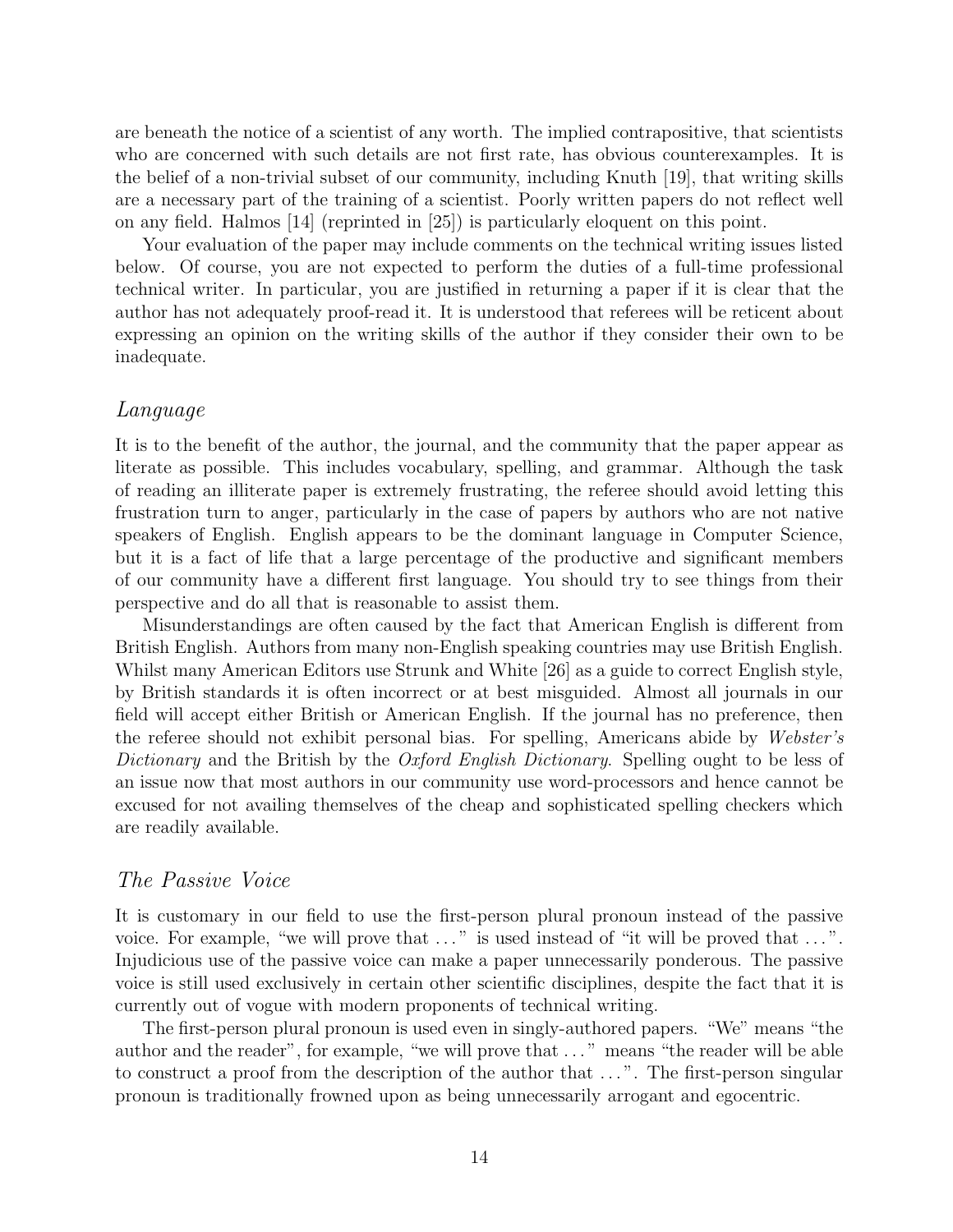are beneath the notice of a scientist of any worth. The implied contrapositive, that scientists who are concerned with such details are not first rate, has obvious counterexamples. It is the belief of a non-trivial subset of our community, including Knuth [19], that writing skills are a necessary part of the training of a scientist. Poorly written papers do not reflect well on any field. Halmos [14] (reprinted in [25]) is particularly eloquent on this point.

Your evaluation of the paper may include comments on the technical writing issues listed below. Of course, you are not expected to perform the duties of a full-time professional technical writer. In particular, you are justified in returning a paper if it is clear that the author has not adequately proof-read it. It is understood that referees will be reticent about expressing an opinion on the writing skills of the author if they consider their own to be inadequate.

### *Language*

It is to the benefit of the author, the journal, and the community that the paper appear as literate as possible. This includes vocabulary, spelling, and grammar. Although the task of reading an illiterate paper is extremely frustrating, the referee should avoid letting this frustration turn to anger, particularly in the case of papers by authors who are not native speakers of English. English appears to be the dominant language in Computer Science, but it is a fact of life that a large percentage of the productive and significant members of our community have a different first language. You should try to see things from their perspective and do all that is reasonable to assist them.

Misunderstandings are often caused by the fact that American English is different from British English. Authors from many non-English speaking countries may use British English. Whilst many American Editors use Strunk and White [26] as a guide to correct English style, by British standards it is often incorrect or at best misguided. Almost all journals in our field will accept either British or American English. If the journal has no preference, then the referee should not exhibit personal bias. For spelling, Americans abide by *Webster's Dictionary* and the British by the *Oxford English Dictionary*. Spelling ought to be less of an issue now that most authors in our community use word-processors and hence cannot be excused for not availing themselves of the cheap and sophisticated spelling checkers which are readily available.

### *The Passive Voice*

It is customary in our field to use the first-person plural pronoun instead of the passive voice. For example, "we will prove that ..." is used instead of "it will be proved that ...". Injudicious use of the passive voice can make a paper unnecessarily ponderous. The passive voice is still used exclusively in certain other scientific disciplines, despite the fact that it is currently out of vogue with modern proponents of technical writing.

The first-person plural pronoun is used even in singly-authored papers. "We" means "the author and the reader", for example, "we will prove that ..." means "the reader will be able to construct a proof from the description of the author that ...". The first-person singular pronoun is traditionally frowned upon as being unnecessarily arrogant and egocentric.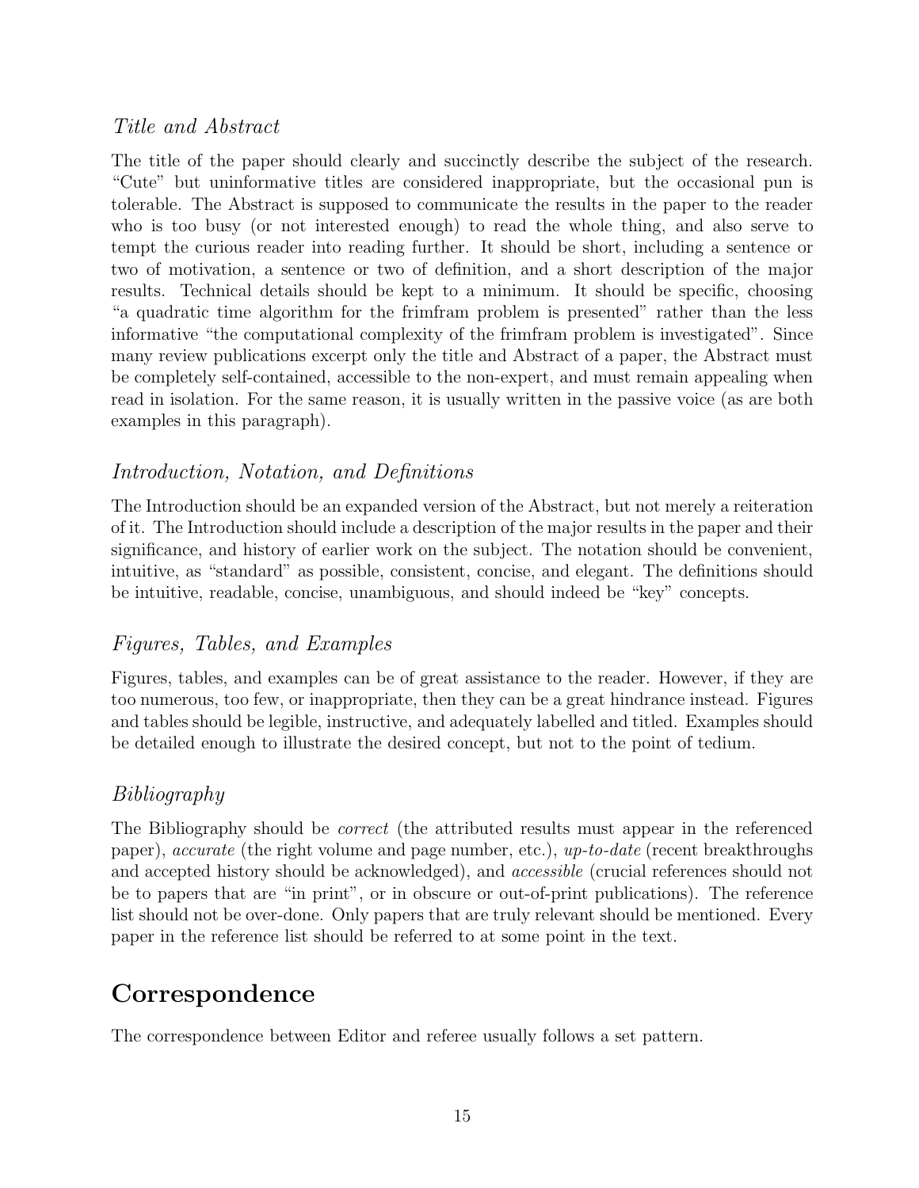### *Title and Abstract*

The title of the paper should clearly and succinctly describe the subject of the research. "Cute" but uninformative titles are considered inappropriate, but the occasional pun is tolerable. The Abstract is supposed to communicate the results in the paper to the reader who is too busy (or not interested enough) to read the whole thing, and also serve to tempt the curious reader into reading further. It should be short, including a sentence or two of motivation, a sentence or two of definition, and a short description of the major results. Technical details should be kept to a minimum. It should be specific, choosing "a quadratic time algorithm for the frimfram problem is presented" rather than the less informative "the computational complexity of the frimfram problem is investigated". Since many review publications excerpt only the title and Abstract of a paper, the Abstract must be completely self-contained, accessible to the non-expert, and must remain appealing when read in isolation. For the same reason, it is usually written in the passive voice (as are both examples in this paragraph).

### *Introduction, Notation, and Definitions*

The Introduction should be an expanded version of the Abstract, but not merely a reiteration of it. The Introduction should include a description of the major results in the paper and their significance, and history of earlier work on the subject. The notation should be convenient, intuitive, as "standard" as possible, consistent, concise, and elegant. The definitions should be intuitive, readable, concise, unambiguous, and should indeed be "key" concepts.

### *Figures, Tables, and Examples*

Figures, tables, and examples can be of great assistance to the reader. However, if they are too numerous, too few, or inappropriate, then they can be a great hindrance instead. Figures and tables should be legible, instructive, and adequately labelled and titled. Examples should be detailed enough to illustrate the desired concept, but not to the point of tedium.

### *Bibliography*

The Bibliography should be *correct* (the attributed results must appear in the referenced paper), *accurate* (the right volume and page number, etc.), *up-to-date* (recent breakthroughs and accepted history should be acknowledged), and *accessible* (crucial references should not be to papers that are "in print", or in obscure or out-of-print publications). The reference list should not be over-done. Only papers that are truly relevant should be mentioned. Every paper in the reference list should be referred to at some point in the text.

## Correspondence

The correspondence between Editor and referee usually follows a set pattern.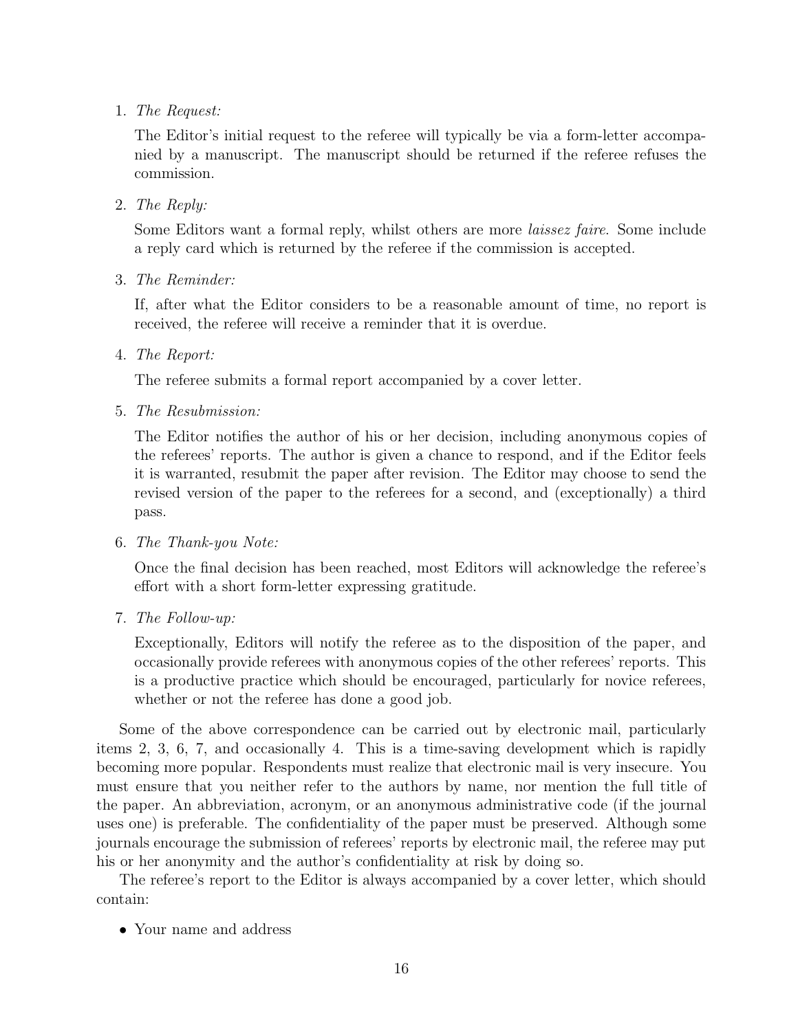1. *The Request:*

   The Editor's initial request to the referee will typically be via a form-letter accompanied by a manuscript. The manuscript should be returned if the referee refuses the commission.

2. *The Reply:*

   Some Editors want a formal reply, whilst others are more *laissez faire*. Some include a reply card which is returned by the referee if the commission is accepted.

3. *The Reminder:*

   If, after what the Editor considers to be a reasonable amount of time, no report is received, the referee will receive a reminder that it is overdue.

4. *The Report:*

   The referee submits a formal report accompanied by a cover letter.

5. *The Resubmission:*

   The Editor notifies the author of his or her decision, including anonymous copies of the referees' reports. The author is given a chance to respond, and if the Editor feels it is warranted, resubmit the paper after revision. The Editor may choose to send the revised version of the paper to the referees for a second, and (exceptionally) a third pass.

6. *The Thank-you Note:*

   Once the final decision has been reached, most Editors will acknowledge the referee's effort with a short form-letter expressing gratitude.

7. *The Follow-up:*

   Exceptionally, Editors will notify the referee as to the disposition of the paper, and occasionally provide referees with anonymous copies of the other referees' reports. This is a productive practice which should be encouraged, particularly for novice referees, whether or not the referee has done a good job.

Some of the above correspondence can be carried out by electronic mail, particularly items 2, 3, 6, 7, and occasionally 4. This is a time-saving development which is rapidly becoming more popular. Respondents must realize that electronic mail is very insecure. You must ensure that you neither refer to the authors by name, nor mention the full title of the paper. An abbreviation, acronym, or an anonymous administrative code (if the journal uses one) is preferable. The confidentiality of the paper must be preserved. Although some journals encourage the submission of referees' reports by electronic mail, the referee may put his or her anonymity and the author's confidentiality at risk by doing so.

The referee's report to the Editor is always accompanied by a cover letter, which should contain:

- Your name and address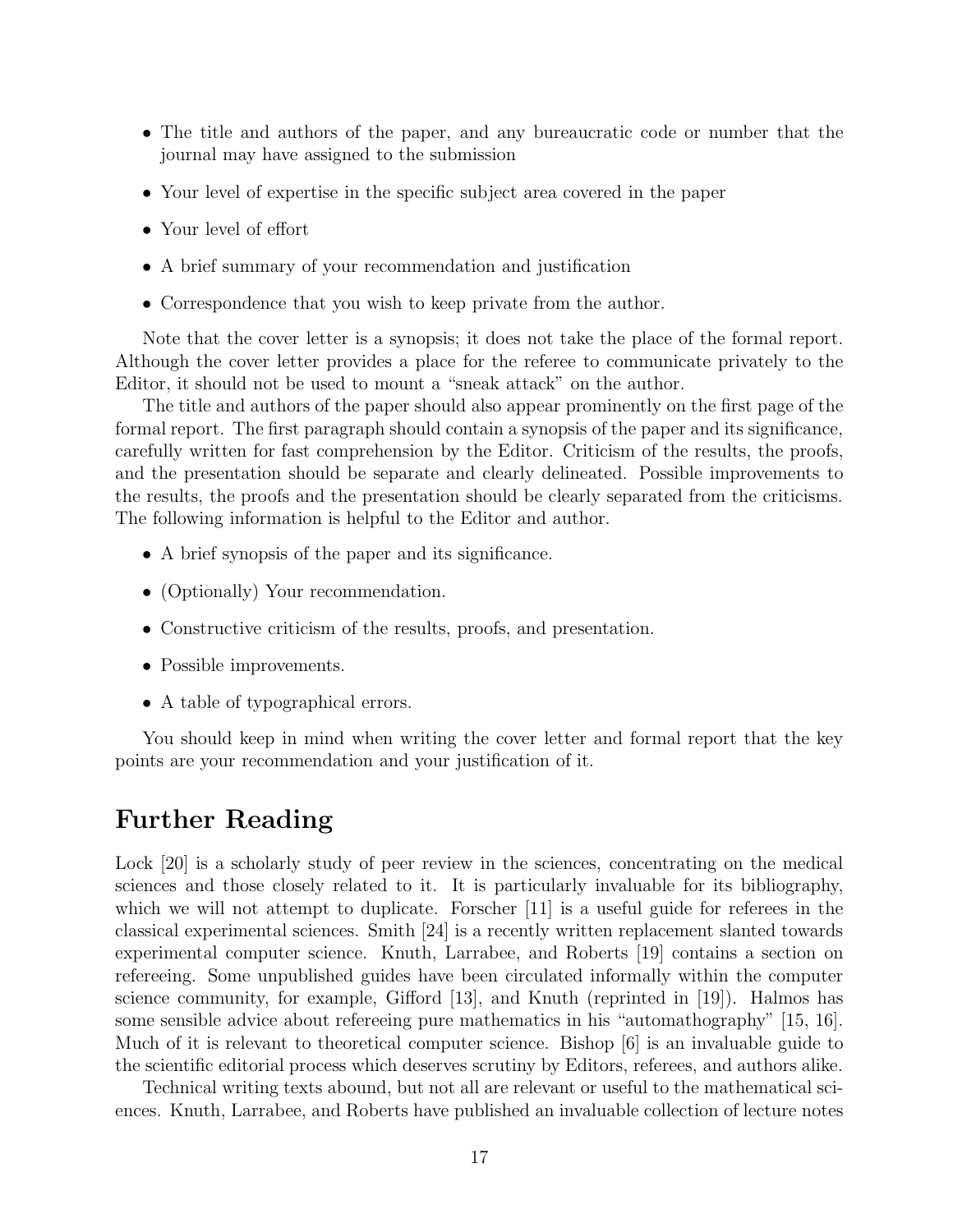- The title and authors of the paper, and any bureaucratic code or number that the journal may have assigned to the submission
- Your level of expertise in the specific subject area covered in the paper
- Your level of effort
- A brief summary of your recommendation and justification
- Correspondence that you wish to keep private from the author.

Note that the cover letter is a synopsis; it does not take the place of the formal report. Although the cover letter provides a place for the referee to communicate privately to the Editor, it should not be used to mount a "sneak attack" on the author.

The title and authors of the paper should also appear prominently on the first page of the formal report. The first paragraph should contain a synopsis of the paper and its significance, carefully written for fast comprehension by the Editor. Criticism of the results, the proofs, and the presentation should be separate and clearly delineated. Possible improvements to the results, the proofs and the presentation should be clearly separated from the criticisms. The following information is helpful to the Editor and author.

- A brief synopsis of the paper and its significance.
- (Optionally) Your recommendation.
- Constructive criticism of the results, proofs, and presentation.
- Possible improvements.
- A table of typographical errors.

You should keep in mind when writing the cover letter and formal report that the key points are your recommendation and your justification of it.

# Further Reading

Lock [20] is a scholarly study of peer review in the sciences, concentrating on the medical sciences and those closely related to it. It is particularly invaluable for its bibliography, which we will not attempt to duplicate. Forscher [11] is a useful guide for referees in the classical experimental sciences. Smith [24] is a recently written replacement slanted towards experimental computer science. Knuth, Larrabee, and Roberts [19] contains a section on refereeing. Some unpublished guides have been circulated informally within the computer science community, for example, Gifford [13], and Knuth (reprinted in [19]). Halmos has some sensible advice about refereeing pure mathematics in his "automathography" [15, 16]. Much of it is relevant to theoretical computer science. Bishop [6] is an invaluable guide to the scientific editorial process which deserves scrutiny by Editors, referees, and authors alike.

Technical writing texts abound, but not all are relevant or useful to the mathematical sciences. Knuth, Larrabee, and Roberts have published an invaluable collection of lecture notes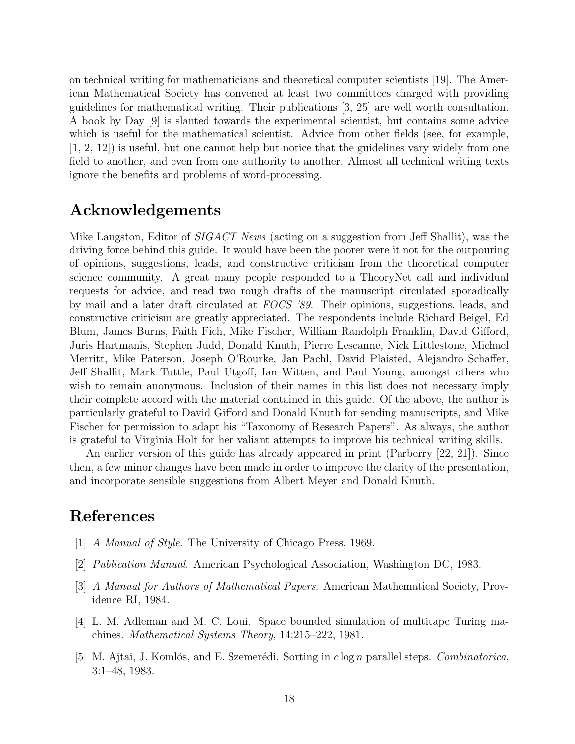on technical writing for mathematicians and theoretical computer scientists [19]. The American Mathematical Society has convened at least two committees charged with providing guidelines for mathematical writing. Their publications [3, 25] are well worth consultation. A book by Day [9] is slanted towards the experimental scientist, but contains some advice which is useful for the mathematical scientist. Advice from other fields (see, for example, [1, 2, 12]) is useful, but one cannot help but notice that the guidelines vary widely from one field to another, and even from one authority to another. Almost all technical writing texts ignore the benefits and problems of word-processing.

## Acknowledgements

Mike Langston, Editor of *SIGACT News* (acting on a suggestion from Jeff Shallit), was the driving force behind this guide. It would have been the poorer were it not for the outpouring of opinions, suggestions, leads, and constructive criticism from the theoretical computer science community. A great many people responded to a TheoryNet call and individual requests for advice, and read two rough drafts of the manuscript circulated sporadically by mail and a later draft circulated at *FOCS '89*. Their opinions, suggestions, leads, and constructive criticism are greatly appreciated. The respondents include Richard Beigel, Ed Blum, James Burns, Faith Fich, Mike Fischer, William Randolph Franklin, David Gifford, Juris Hartmanis, Stephen Judd, Donald Knuth, Pierre Lescanne, Nick Littlestone, Michael Merritt, Mike Paterson, Joseph O'Rourke, Jan Pachl, David Plaisted, Alejandro Schaffer, Jeff Shallit, Mark Tuttle, Paul Utgoff, Ian Witten, and Paul Young, amongst others who wish to remain anonymous. Inclusion of their names in this list does not necessary imply their complete accord with the material contained in this guide. Of the above, the author is particularly grateful to David Gifford and Donald Knuth for sending manuscripts, and Mike Fischer for permission to adapt his "Taxonomy of Research Papers". As always, the author is grateful to Virginia Holt for her valiant attempts to improve his technical writing skills.

An earlier version of this guide has already appeared in print (Parberry [22, 21]). Since then, a few minor changes have been made in order to improve the clarity of the presentation, and incorporate sensible suggestions from Albert Meyer and Donald Knuth.

## References

[1] *A Manual of Style*. The University of Chicago Press, 1969.

[2] *Publication Manual*. American Psychological Association, Washington DC, 1983.

[3] *A Manual for Authors of Mathematical Papers*. American Mathematical Society, Providence RI, 1984.

[4] L. M. Adleman and M. C. Loui. Space bounded simulation of multitape Turing machines. *Mathematical Systems Theory*, 14:215–222, 1981.

[5] M. Ajtai, J. Komlós, and E. Szemerédi. Sorting in $c \log n$ parallel steps. *Combinatorica*, 3:1–48, 1983.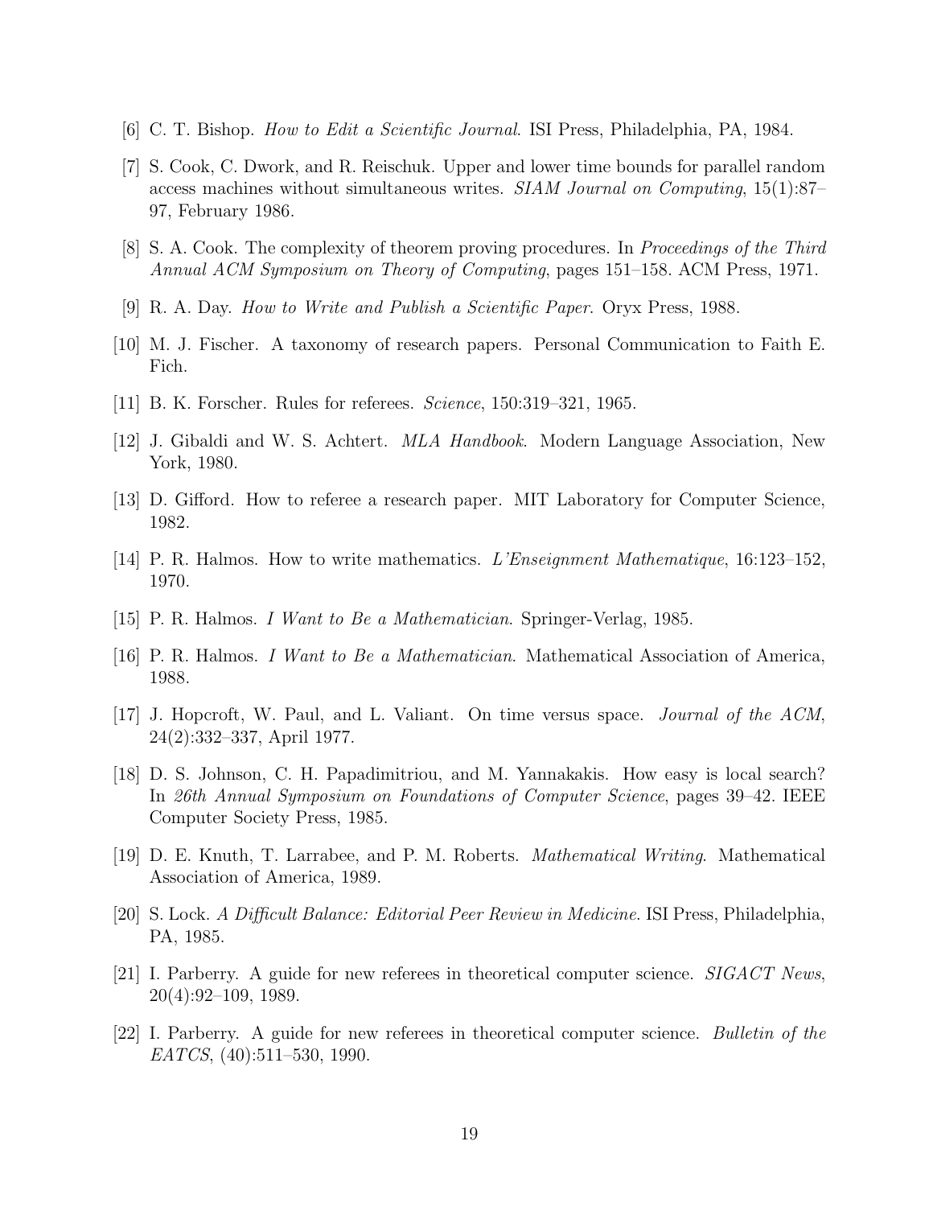[6] C. T. Bishop. *How to Edit a Scientific Journal*. ISI Press, Philadelphia, PA, 1984.

[7] S. Cook, C. Dwork, and R. Reischuk. Upper and lower time bounds for parallel random access machines without simultaneous writes. *SIAM Journal on Computing*, 15(1):87–97, February 1986.

[8] S. A. Cook. The complexity of theorem proving procedures. In *Proceedings of the Third Annual ACM Symposium on Theory of Computing*, pages 151–158. ACM Press, 1971.

[9] R. A. Day. *How to Write and Publish a Scientific Paper*. Oryx Press, 1988.

[10] M. J. Fischer. A taxonomy of research papers. Personal Communication to Faith E. Fich.

[11] B. K. Forscher. Rules for referees. *Science*, 150:319–321, 1965.

[12] J. Gibaldi and W. S. Achtert. *MLA Handbook*. Modern Language Association, New York, 1980.

[13] D. Gifford. How to referee a research paper. MIT Laboratory for Computer Science, 1982.

[14] P. R. Halmos. How to write mathematics. *L'Enseignment Mathematique*, 16:123–152, 1970.

[15] P. R. Halmos. *I Want to Be a Mathematician*. Springer-Verlag, 1985.

[16] P. R. Halmos. *I Want to Be a Mathematician*. Mathematical Association of America, 1988.

[17] J. Hopcroft, W. Paul, and L. Valiant. On time versus space. *Journal of the ACM*, 24(2):332–337, April 1977.

[18] D. S. Johnson, C. H. Papadimitriou, and M. Yannakakis. How easy is local search? In *26th Annual Symposium on Foundations of Computer Science*, pages 39–42. IEEE Computer Society Press, 1985.

[19] D. E. Knuth, T. Larrabee, and P. M. Roberts. *Mathematical Writing*. Mathematical Association of America, 1989.

[20] S. Lock. *A Difficult Balance: Editorial Peer Review in Medicine*. ISI Press, Philadelphia, PA, 1985.

[21] I. Parberry. A guide for new referees in theoretical computer science. *SIGACT News*, 20(4):92–109, 1989.

[22] I. Parberry. A guide for new referees in theoretical computer science. *Bulletin of the EATCS*, (40):511–530, 1990.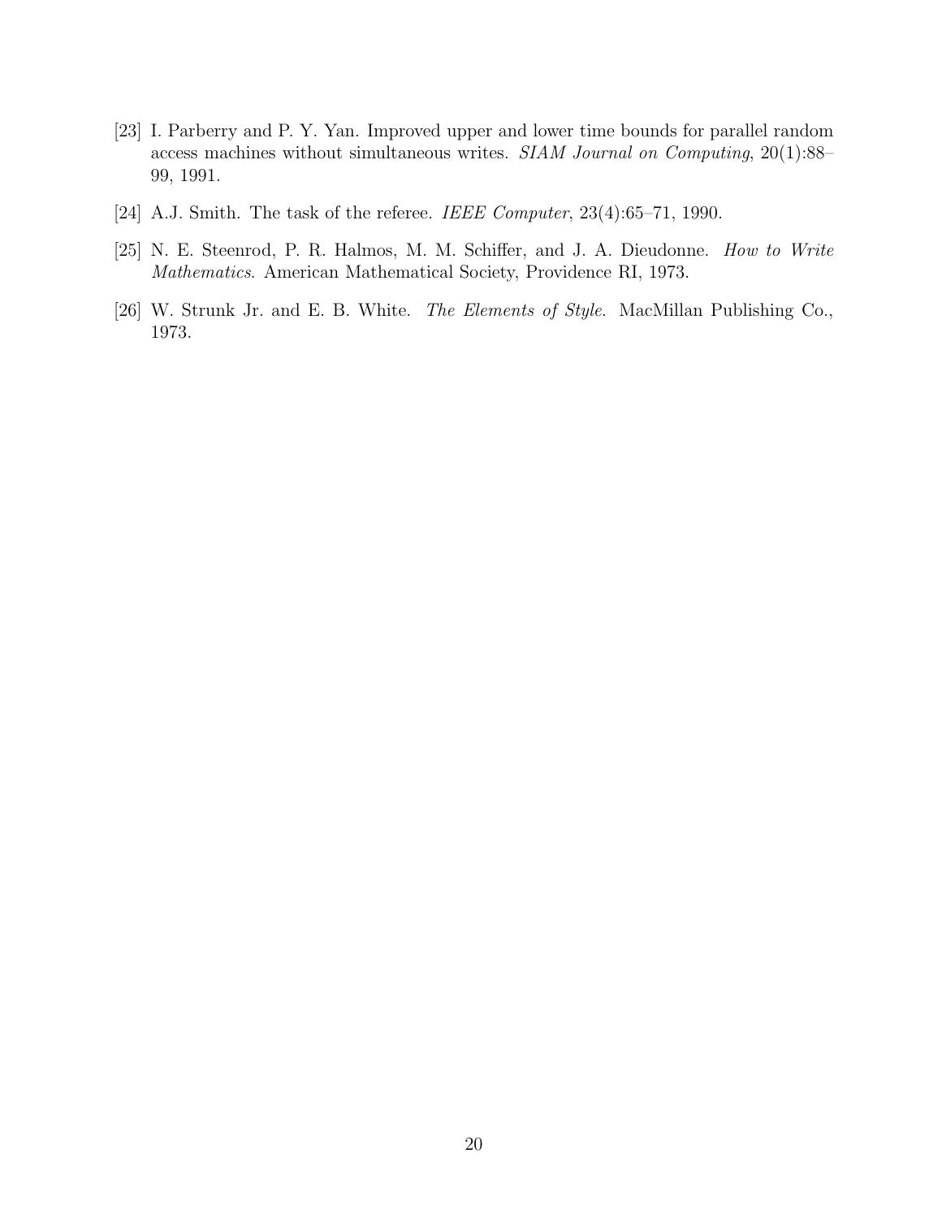[23] I. Parberry and P. Y. Yan. Improved upper and lower time bounds for parallel random access machines without simultaneous writes. *SIAM Journal on Computing*, 20(1):88–99, 1991.

[24] A.J. Smith. The task of the referee. *IEEE Computer*, 23(4):65–71, 1990.

[25] N. E. Steenrod, P. R. Halmos, M. M. Schiffer, and J. A. Dieudonne. *How to Write Mathematics*. American Mathematical Society, Providence RI, 1973.

[26] W. Strunk Jr. and E. B. White. *The Elements of Style*. MacMillan Publishing Co., 1973.